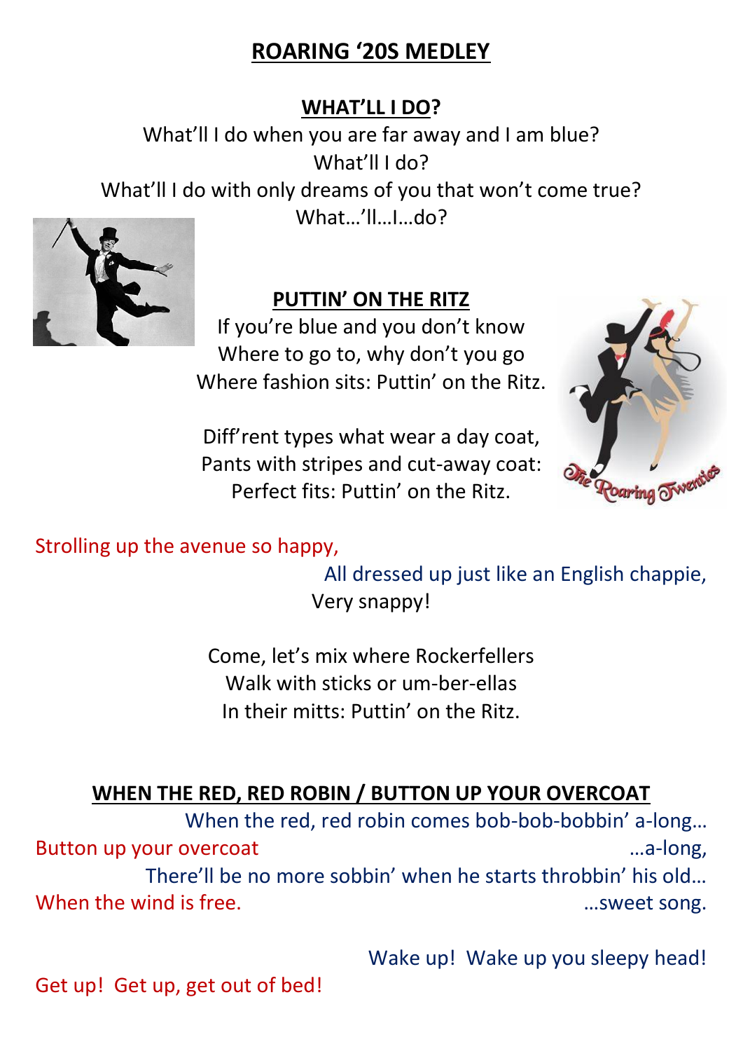# ROARING '20S MEDLEY

## WHAT'LL I DO?

What'll I do when you are far away and I am blue?
What'll I do?
What'll I do with only dreams of you that won't come true?
What…'ll…I…do?

## PUTTIN' ON THE RITZ

If you're blue and you don't know
Where to go to, why don't you go
Where fashion sits: Puttin' on the Ritz.

Diff'rent types what wear a day coat,
Pants with stripes and cut-away coat:
Perfect fits: Puttin' on the Ritz.

Strolling up the avenue so happy,
All dressed up just like an English chappie,
Very snappy!

Come, let's mix where Rockerfellers
Walk with sticks or um-ber-ellas
In their mitts: Puttin' on the Ritz.

## WHEN THE RED, RED ROBIN / BUTTON UP YOUR OVERCOAT

When the red, red robin comes bob-bob-bobbin' a-long…
Button up your overcoat …a-long,
There'll be no more sobbin' when he starts throbbin' his old…
When the wind is free. …sweet song.

Wake up! Wake up you sleepy head!
Get up! Get up, get out of bed!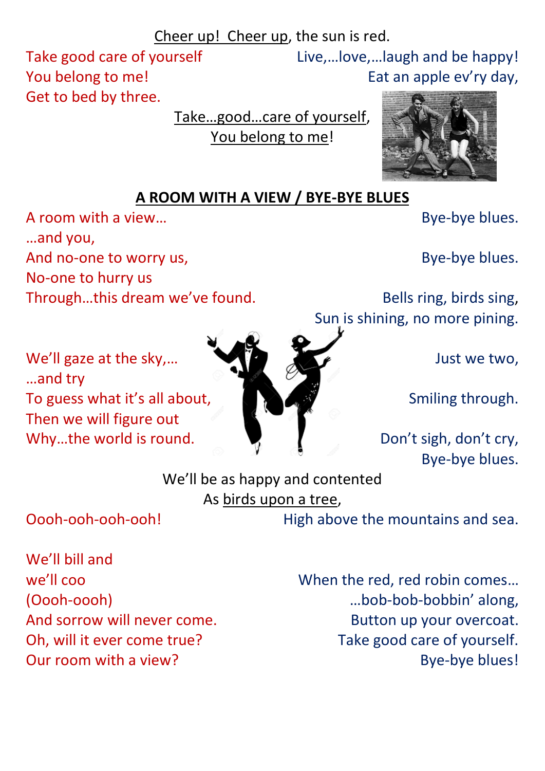<u>Cheer up! Cheer up</u>, the sun is red.

Take good care of yourself
You belong to me!
Get to bed by three.

Live,…love,…laugh and be happy!
Eat an apple ev'ry day,

<u>Take…good…care of yourself</u>,
<u>You belong to me</u>!

## <u>A ROOM WITH A VIEW / BYE-BYE BLUES</u>

A room with a view…
…and you,
And no-one to worry us,
No-one to hurry us
Through…this dream we've found.

Bye-bye blues.

Bye-bye blues.

Bells ring, birds sing,
Sun is shining, no more pining.

We'll gaze at the sky,…
…and try
To guess what it's all about,
Then we will figure out
Why…the world is round.

Just we two,

Smiling through.

Don't sigh, don't cry,
Bye-bye blues.

We'll be as happy and contented
As <u>birds upon a tree</u>,

Oooh-ooh-ooh-ooh!

High above the mountains and sea.

We'll bill and
we'll coo
(Oooh-oooh)
And sorrow will never come.
Oh, will it ever come true?
Our room with a view?

When the red, red robin comes…
…bob-bob-bobbin' along,
Button up your overcoat.
Take good care of yourself.
Bye-bye blues!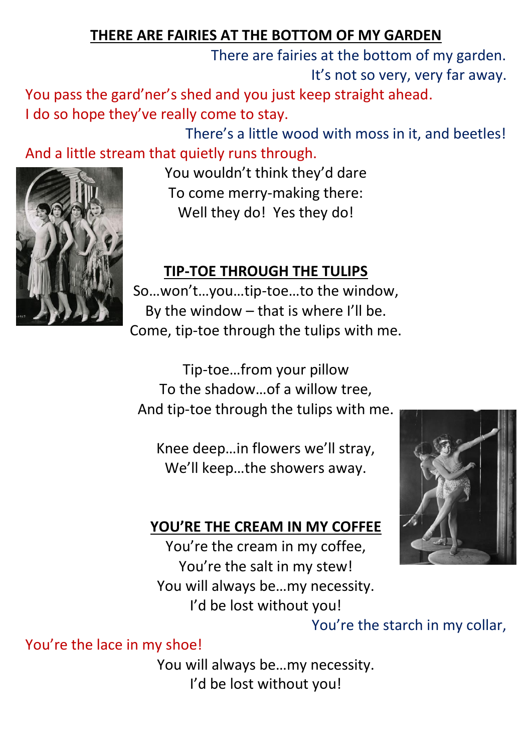## THERE ARE FAIRIES AT THE BOTTOM OF MY GARDEN

There are fairies at the bottom of my garden.
It's not so very, very far away.
You pass the gard'ner's shed and you just keep straight ahead.
I do so hope they've really come to stay.
There's a little wood with moss in it, and beetles!
And a little stream that quietly runs through.
You wouldn't think they'd dare
To come merry-making there:
Well they do! Yes they do!

## TIP-TOE THROUGH THE TULIPS

So…won't…you…tip-toe…to the window,
By the window – that is where I'll be.
Come, tip-toe through the tulips with me.

Tip-toe…from your pillow
To the shadow…of a willow tree,
And tip-toe through the tulips with me.

Knee deep…in flowers we'll stray,
We'll keep…the showers away.

## YOU'RE THE CREAM IN MY COFFEE

You're the cream in my coffee,
You're the salt in my stew!
You will always be…my necessity.
I'd be lost without you!
You're the starch in my collar,
You're the lace in my shoe!
You will always be…my necessity.
I'd be lost without you!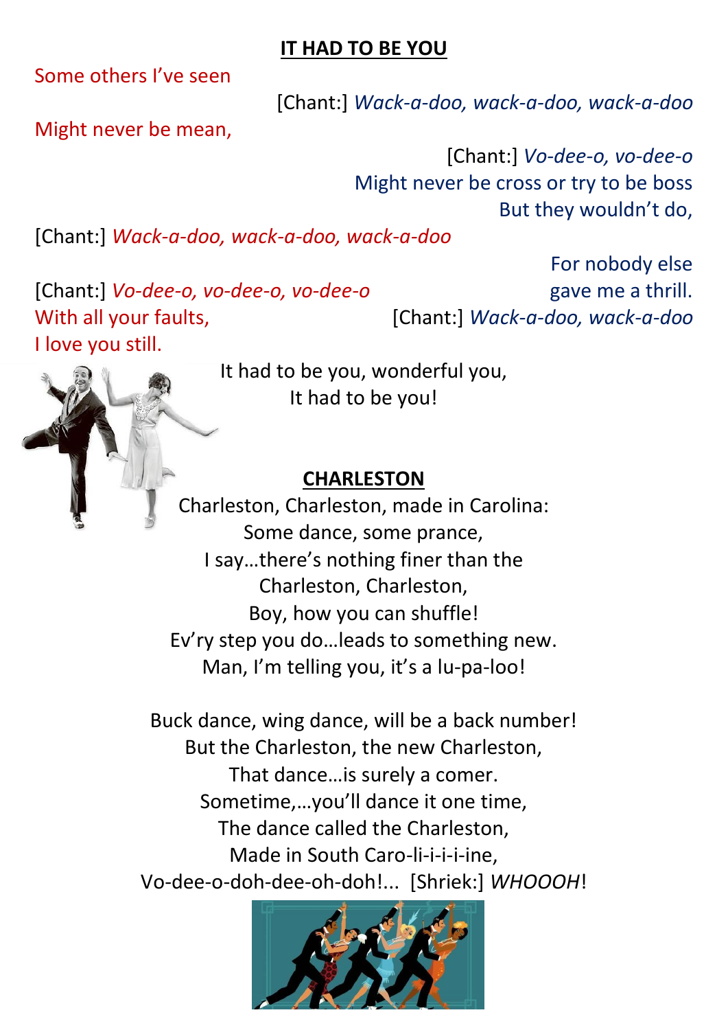## IT HAD TO BE YOU

Some others I've seen

[Chant:] *Wack-a-doo, wack-a-doo, wack-a-doo*

Might never be mean,

[Chant:] *Vo-dee-o, vo-dee-o*

Might never be cross or try to be boss

But they wouldn't do,

[Chant:] *Wack-a-doo, wack-a-doo, wack-a-doo*

For nobody else
gave me a thrill.

[Chant:] *Vo-dee-o, vo-dee-o, vo-dee-o*

[Chant:] *Wack-a-doo, wack-a-doo*

With all your faults,
I love you still.

It had to be you, wonderful you,
It had to be you!

## CHARLESTON

Charleston, Charleston, made in Carolina:
Some dance, some prance,
I say…there's nothing finer than the
Charleston, Charleston,
Boy, how you can shuffle!
Ev'ry step you do…leads to something new.
Man, I'm telling you, it's a lu-pa-loo!

Buck dance, wing dance, will be a back number!
But the Charleston, the new Charleston,
That dance…is surely a comer.
Sometime,…you'll dance it one time,
The dance called the Charleston,
Made in South Caro-li-i-i-ine,
Vo-dee-o-doh-dee-oh-doh!... [Shriek:] *WHOOOH*!